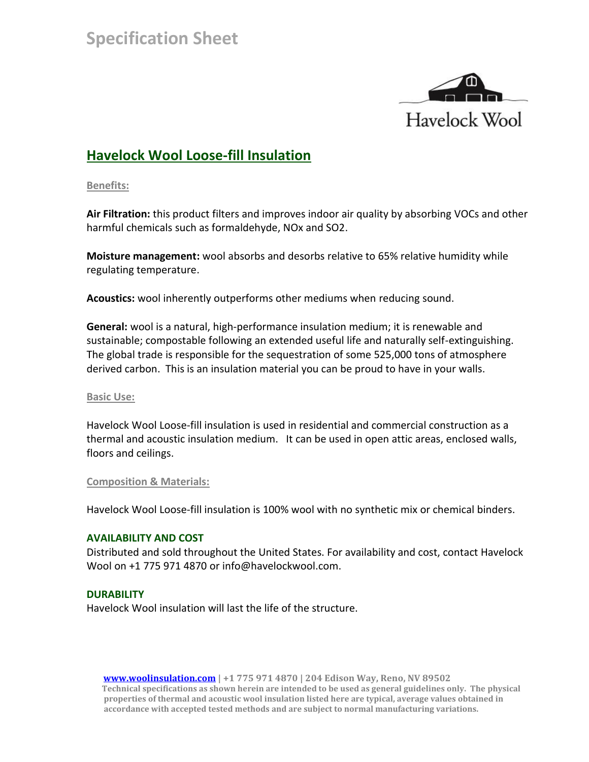# Specification Sheet

Havelock Wool

## Havelock Wool Loose-fill Insulation

### Benefits:

**Air Filtration:** this product filters and improves indoor air quality by absorbing VOCs and other harmful chemicals such as formaldehyde, NOx and SO2.

**Moisture management:** wool absorbs and desorbs relative to 65% relative humidity while regulating temperature.

**Acoustics:** wool inherently outperforms other mediums when reducing sound.

**General:** wool is a natural, high-performance insulation medium; it is renewable and sustainable; compostable following an extended useful life and naturally self-extinguishing. The global trade is responsible for the sequestration of some 525,000 tons of atmosphere derived carbon. This is an insulation material you can be proud to have in your walls.

### Basic Use:

Havelock Wool Loose-fill insulation is used in residential and commercial construction as a thermal and acoustic insulation medium. It can be used in open attic areas, enclosed walls, floors and ceilings.

### Composition & Materials:

Havelock Wool Loose-fill insulation is 100% wool with no synthetic mix or chemical binders.

### AVAILABILITY AND COST

Distributed and sold throughout the United States. For availability and cost, contact Havelock Wool on +1 775 971 4870 or info@havelockwool.com.

### DURABILITY

Havelock Wool insulation will last the life of the structure.

**www.woolinsulation.com | +1 775 971 4870 | 204 Edison Way, Reno, NV 89502**
**Technical specifications as shown herein are intended to be used as general guidelines only. The physical properties of thermal and acoustic wool insulation listed here are typical, average values obtained in accordance with accepted tested methods and are subject to normal manufacturing variations.**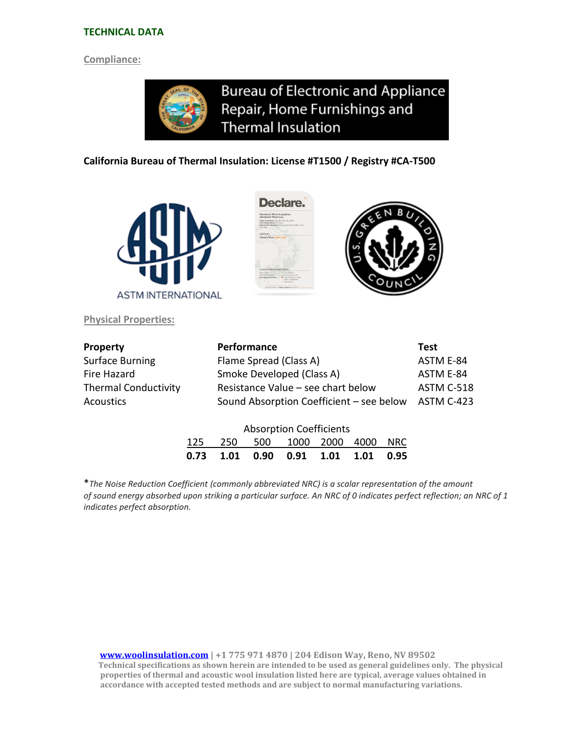## TECHNICAL DATA

### Compliance:

Bureau of Electronic and Appliance Repair, Home Furnishings and Thermal Insulation

**California Bureau of Thermal Insulation: License #T1500 / Registry #CA-T500**

ASTM INTERNATIONAL

### Physical Properties:

| Property | Performance | Test |
|---|---|---|
| Surface Burning | Flame Spread (Class A) | ASTM E-84 |
| Fire Hazard | Smoke Developed (Class A) | ASTM E-84 |
| Thermal Conductivity | Resistance Value – see chart below | ASTM C-518 |
| Acoustics | Sound Absorption Coefficient – see below | ASTM C-423 |

Absorption Coefficients

| 125 | 250 | 500 | 1000 | 2000 | 4000 | NRC |
|---|---|---|---|---|---|---|
| **0.73** | **1.01** | **0.90** | **0.91** | **1.01** | **1.01** | **0.95** |

**\***_The Noise Reduction Coefficient (commonly abbreviated NRC) is a scalar representation of the amount of sound energy absorbed upon striking a particular surface. An NRC of 0 indicates perfect reflection; an NRC of 1 indicates perfect absorption._

**www.woolinsulation.com** | +1 775 971 4870 | 204 Edison Way, Reno, NV 89502
**Technical specifications as shown herein are intended to be used as general guidelines only. The physical properties of thermal and acoustic wool insulation listed here are typical, average values obtained in accordance with accepted tested methods and are subject to normal manufacturing variations.**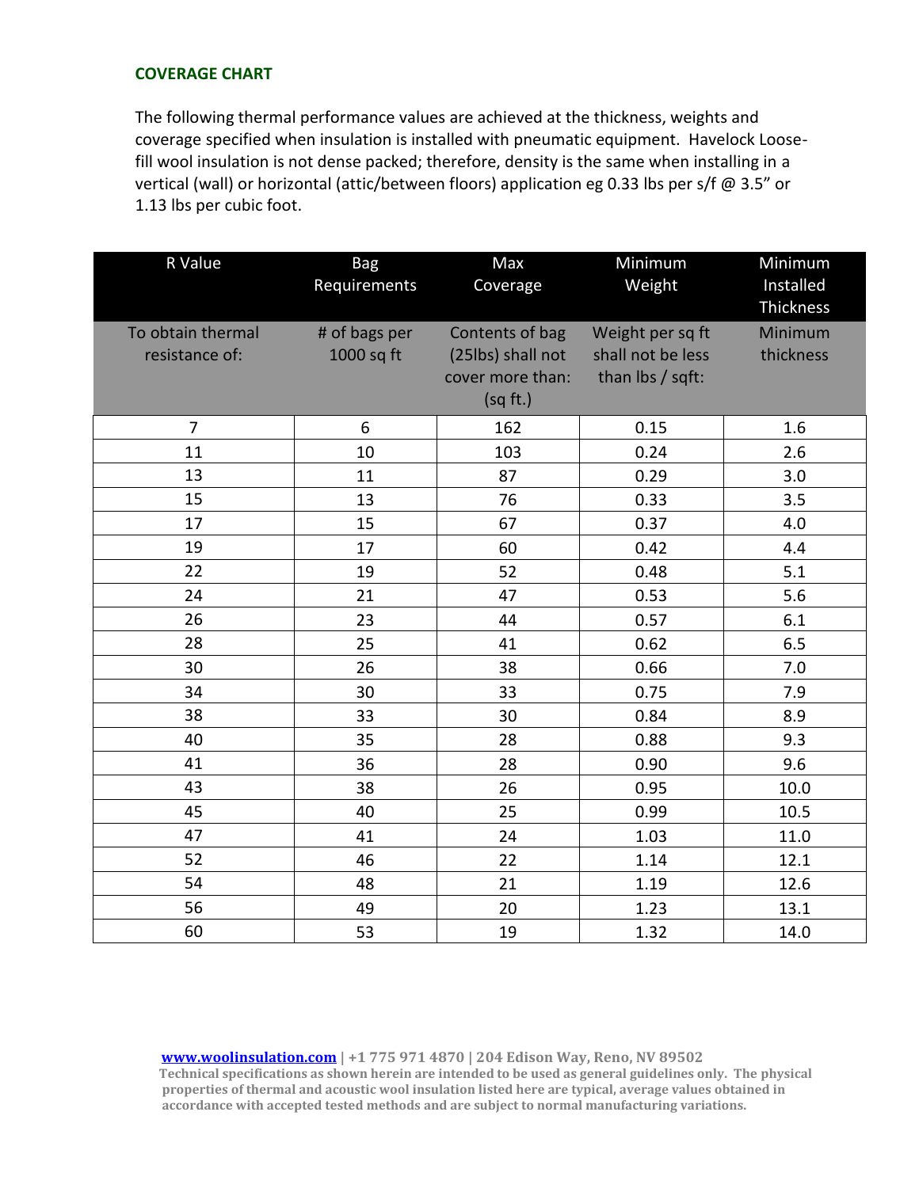## COVERAGE CHART

The following thermal performance values are achieved at the thickness, weights and coverage specified when insulation is installed with pneumatic equipment. Havelock Loose-fill wool insulation is not dense packed; therefore, density is the same when installing in a vertical (wall) or horizontal (attic/between floors) application eg 0.33 lbs per s/f @ 3.5" or 1.13 lbs per cubic foot.

| R Value | Bag Requirements | Max Coverage | Minimum Weight | Minimum Installed Thickness |
|---|---|---|---|---|
| To obtain thermal resistance of: | # of bags per 1000 sq ft | Contents of bag (25lbs) shall not cover more than: (sq ft.) | Weight per sq ft shall not be less than lbs / sqft: | Minimum thickness |
| 7 | 6 | 162 | 0.15 | 1.6 |
| 11 | 10 | 103 | 0.24 | 2.6 |
| 13 | 11 | 87 | 0.29 | 3.0 |
| 15 | 13 | 76 | 0.33 | 3.5 |
| 17 | 15 | 67 | 0.37 | 4.0 |
| 19 | 17 | 60 | 0.42 | 4.4 |
| 22 | 19 | 52 | 0.48 | 5.1 |
| 24 | 21 | 47 | 0.53 | 5.6 |
| 26 | 23 | 44 | 0.57 | 6.1 |
| 28 | 25 | 41 | 0.62 | 6.5 |
| 30 | 26 | 38 | 0.66 | 7.0 |
| 34 | 30 | 33 | 0.75 | 7.9 |
| 38 | 33 | 30 | 0.84 | 8.9 |
| 40 | 35 | 28 | 0.88 | 9.3 |
| 41 | 36 | 28 | 0.90 | 9.6 |
| 43 | 38 | 26 | 0.95 | 10.0 |
| 45 | 40 | 25 | 0.99 | 10.5 |
| 47 | 41 | 24 | 1.03 | 11.0 |
| 52 | 46 | 22 | 1.14 | 12.1 |
| 54 | 48 | 21 | 1.19 | 12.6 |
| 56 | 49 | 20 | 1.23 | 13.1 |
| 60 | 53 | 19 | 1.32 | 14.0 |

**www.woolinsulation.com | +1 775 971 4870 | 204 Edison Way, Reno, NV 89502**
**Technical specifications as shown herein are intended to be used as general guidelines only. The physical properties of thermal and acoustic wool insulation listed here are typical, average values obtained in accordance with accepted tested methods and are subject to normal manufacturing variations.**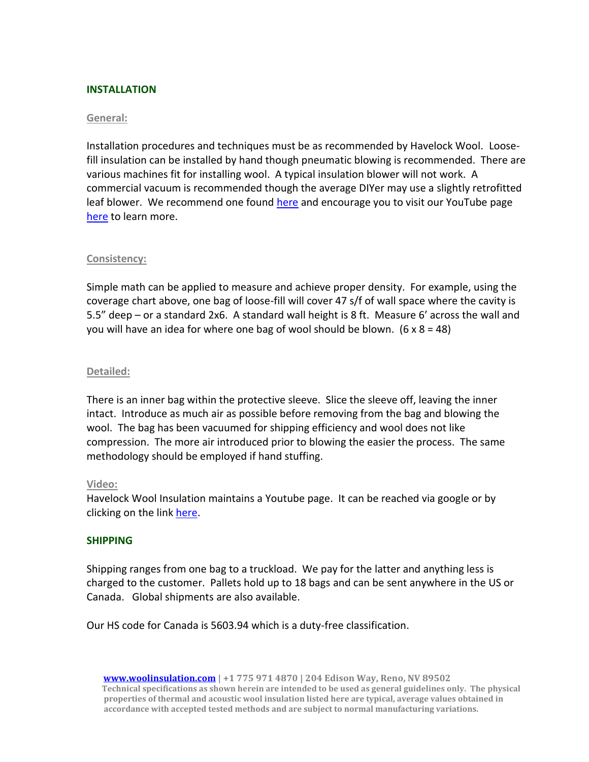## INSTALLATION

### General:

Installation procedures and techniques must be as recommended by Havelock Wool. Loose-fill insulation can be installed by hand though pneumatic blowing is recommended. There are various machines fit for installing wool. A typical insulation blower will not work. A commercial vacuum is recommended though the average DIYer may use a slightly retrofitted leaf blower. We recommend one found here and encourage you to visit our YouTube page here to learn more.

### Consistency:

Simple math can be applied to measure and achieve proper density. For example, using the coverage chart above, one bag of loose-fill will cover 47 s/f of wall space where the cavity is 5.5" deep – or a standard 2x6. A standard wall height is 8 ft. Measure 6' across the wall and you will have an idea for where one bag of wool should be blown. (6 x 8 = 48)

### Detailed:

There is an inner bag within the protective sleeve. Slice the sleeve off, leaving the inner intact. Introduce as much air as possible before removing from the bag and blowing the wool. The bag has been vacuumed for shipping efficiency and wool does not like compression. The more air introduced prior to blowing the easier the process. The same methodology should be employed if hand stuffing.

### Video:

Havelock Wool Insulation maintains a Youtube page. It can be reached via google or by clicking on the link here.

## SHIPPING

Shipping ranges from one bag to a truckload. We pay for the latter and anything less is charged to the customer. Pallets hold up to 18 bags and can be sent anywhere in the US or Canada. Global shipments are also available.

Our HS code for Canada is 5603.94 which is a duty-free classification.

**www.woolinsulation.com | +1 775 971 4870 | 204 Edison Way, Reno, NV 89502**
**Technical specifications as shown herein are intended to be used as general guidelines only. The physical properties of thermal and acoustic wool insulation listed here are typical, average values obtained in accordance with accepted tested methods and are subject to normal manufacturing variations.**